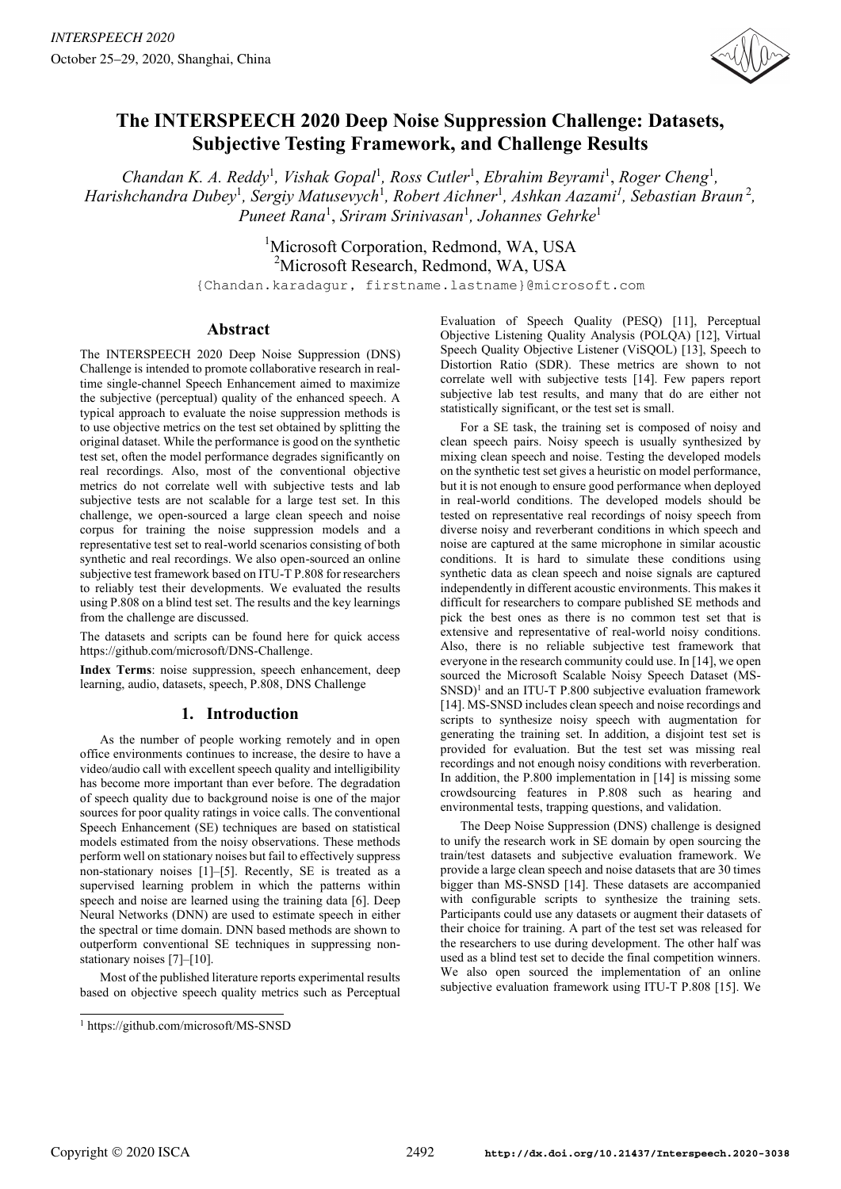# The INTERSPEECH 2020 Deep Noise Suppression Challenge: Datasets, Subjective Testing Framework, and Challenge Results

*Chandan K. A. Reddy*[1], *Vishak Gopal*[1], *Ross Cutler*[1], *Ebrahim Beyrami*[1], *Roger Cheng*[1], *Harishchandra Dubey*[1], *Sergiy Matusevych*[1], *Robert Aichner*[1], *Ashkan Aazami*[1], *Sebastian Braun*[2], *Puneet Rana*[1], *Sriram Srinivasan*[1], *Johannes Gehrke*[1]

[1]Microsoft Corporation, Redmond, WA, USA
[2]Microsoft Research, Redmond, WA, USA

{Chandan.karadagur, firstname.lastname}@microsoft.com

## Abstract

The INTERSPEECH 2020 Deep Noise Suppression (DNS) Challenge is intended to promote collaborative research in real-time single-channel Speech Enhancement aimed to maximize the subjective (perceptual) quality of the enhanced speech. A typical approach to evaluate the noise suppression methods is to use objective metrics on the test set obtained by splitting the original dataset. While the performance is good on the synthetic test set, often the model performance degrades significantly on real recordings. Also, most of the conventional objective metrics do not correlate well with subjective tests and lab subjective tests are not scalable for a large test set. In this challenge, we open-sourced a large clean speech and noise corpus for training the noise suppression models and a representative test set to real-world scenarios consisting of both synthetic and real recordings. We also open-sourced an online subjective test framework based on ITU-T P.808 for researchers to reliably test their developments. We evaluated the results using P.808 on a blind test set. The results and the key learnings from the challenge are discussed.

The datasets and scripts can be found here for quick access https://github.com/microsoft/DNS-Challenge.

**Index Terms**: noise suppression, speech enhancement, deep learning, audio, datasets, speech, P.808, DNS Challenge

## 1. Introduction

As the number of people working remotely and in open office environments continues to increase, the desire to have a video/audio call with excellent speech quality and intelligibility has become more important than ever before. The degradation of speech quality due to background noise is one of the major sources for poor quality ratings in voice calls. The conventional Speech Enhancement (SE) techniques are based on statistical models estimated from the noisy observations. These methods perform well on stationary noises but fail to effectively suppress non-stationary noises [1]–[5]. Recently, SE is treated as a supervised learning problem in which the patterns within speech and noise are learned using the training data [6]. Deep Neural Networks (DNN) are used to estimate speech in either the spectral or time domain. DNN based methods are shown to outperform conventional SE techniques in suppressing non-stationary noises [7]–[10].

Most of the published literature reports experimental results based on objective speech quality metrics such as Perceptual Evaluation of Speech Quality (PESQ) [11], Perceptual Objective Listening Quality Analysis (POLQA) [12], Virtual Speech Quality Objective Listener (ViSQOL) [13], Speech to Distortion Ratio (SDR). These metrics are shown to not correlate well with subjective tests [14]. Few papers report subjective lab test results, and many that do are either not statistically significant, or the test set is small.

For a SE task, the training set is composed of noisy and clean speech pairs. Noisy speech is usually synthesized by mixing clean speech and noise. Testing the developed models on the synthetic test set gives a heuristic on model performance, but it is not enough to ensure good performance when deployed in real-world conditions. The developed models should be tested on representative real recordings of noisy speech from diverse noisy and reverberant conditions in which speech and noise are captured at the same microphone in similar acoustic conditions. It is hard to simulate these conditions using synthetic data as clean speech and noise signals are captured independently in different acoustic environments. This makes it difficult for researchers to compare published SE methods and pick the best ones as there is no common test set that is extensive and representative of real-world noisy conditions. Also, there is no reliable subjective test framework that everyone in the research community could use. In [14], we open sourced the Microsoft Scalable Noisy Speech Dataset (MS-SNSD)[1] and an ITU-T P.800 subjective evaluation framework [14]. MS-SNSD includes clean speech and noise recordings and scripts to synthesize noisy speech with augmentation for generating the training set. In addition, a disjoint test set is provided for evaluation. But the test set was missing real recordings and not enough noisy conditions with reverberation. In addition, the P.800 implementation in [14] is missing some crowdsourcing features in P.808 such as hearing and environmental tests, trapping questions, and validation.

The Deep Noise Suppression (DNS) challenge is designed to unify the research work in SE domain by open sourcing the train/test datasets and subjective evaluation framework. We provide a large clean speech and noise datasets that are 30 times bigger than MS-SNSD [14]. These datasets are accompanied with configurable scripts to synthesize the training sets. Participants could use any datasets or augment their datasets of their choice for training. A part of the test set was released for the researchers to use during development. The other half was used as a blind test set to decide the final competition winners. We also open sourced the implementation of an online subjective evaluation framework using ITU-T P.808 [15]. We

[1] https://github.com/microsoft/MS-SNSD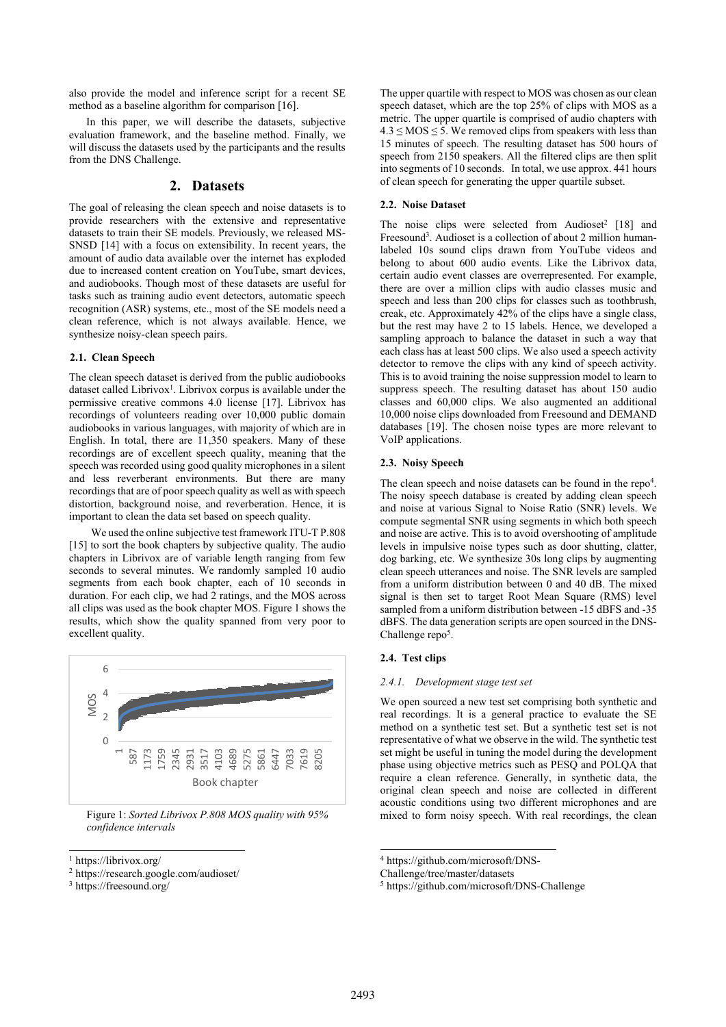also provide the model and inference script for a recent SE method as a baseline algorithm for comparison [16].

In this paper, we will describe the datasets, subjective evaluation framework, and the baseline method. Finally, we will discuss the datasets used by the participants and the results from the DNS Challenge.

## 2. Datasets

The goal of releasing the clean speech and noise datasets is to provide researchers with the extensive and representative datasets to train their SE models. Previously, we released MS-SNSD [14] with a focus on extensibility. In recent years, the amount of audio data available over the internet has exploded due to increased content creation on YouTube, smart devices, and audiobooks. Though most of these datasets are useful for tasks such as training audio event detectors, automatic speech recognition (ASR) systems, etc., most of the SE models need a clean reference, which is not always available. Hence, we synthesize noisy-clean speech pairs.

### 2.1. Clean Speech

The clean speech dataset is derived from the public audiobooks dataset called Librivox[1]. Librivox corpus is available under the permissive creative commons 4.0 license [17]. Librivox has recordings of volunteers reading over 10,000 public domain audiobooks in various languages, with majority of which are in English. In total, there are 11,350 speakers. Many of these recordings are of excellent speech quality, meaning that the speech was recorded using good quality microphones in a silent and less reverberant environments. But there are many recordings that are of poor speech quality as well as with speech distortion, background noise, and reverberation. Hence, it is important to clean the data set based on speech quality.

We used the online subjective test framework ITU-T P.808 [15] to sort the book chapters by subjective quality. The audio chapters in Librivox are of variable length ranging from few seconds to several minutes. We randomly sampled 10 audio segments from each book chapter, each of 10 seconds in duration. For each clip, we had 2 ratings, and the MOS across all clips was used as the book chapter MOS. Figure 1 shows the results, which show the quality spanned from very poor to excellent quality.

Figure 1: *Sorted Librivox P.808 MOS quality with 95% confidence intervals*

The upper quartile with respect to MOS was chosen as our clean speech dataset, which are the top 25% of clips with MOS as a metric. The upper quartile is comprised of audio chapters with $4.3 \leq \text{MOS} \leq 5$. We removed clips from speakers with less than 15 minutes of speech. The resulting dataset has 500 hours of speech from 2150 speakers. All the filtered clips are then split into segments of 10 seconds. In total, we use approx. 441 hours of clean speech for generating the upper quartile subset.

### 2.2. Noise Dataset

The noise clips were selected from Audioset[2] [18] and Freesound[3]. Audioset is a collection of about 2 million human-labeled 10s sound clips drawn from YouTube videos and belong to about 600 audio events. Like the Librivox data, certain audio event classes are overrepresented. For example, there are over a million clips with audio classes music and speech and less than 200 clips for classes such as toothbrush, creak, etc. Approximately 42% of the clips have a single class, but the rest may have 2 to 15 labels. Hence, we developed a sampling approach to balance the dataset in such a way that each class has at least 500 clips. We also used a speech activity detector to remove the clips with any kind of speech activity. This is to avoid training the noise suppression model to learn to suppress speech. The resulting dataset has about 150 audio classes and 60,000 clips. We also augmented an additional 10,000 noise clips downloaded from Freesound and DEMAND databases [19]. The chosen noise types are more relevant to VoIP applications.

### 2.3. Noisy Speech

The clean speech and noise datasets can be found in the repo[4]. The noisy speech database is created by adding clean speech and noise at various Signal to Noise Ratio (SNR) levels. We compute segmental SNR using segments in which both speech and noise are active. This is to avoid overshooting of amplitude levels in impulsive noise types such as door shutting, clatter, dog barking, etc. We synthesize 30s long clips by augmenting clean speech utterances and noise. The SNR levels are sampled from a uniform distribution between 0 and 40 dB. The mixed signal is then set to target Root Mean Square (RMS) level sampled from a uniform distribution between -15 dBFS and -35 dBFS. The data generation scripts are open sourced in the DNS-Challenge repo[5].

### 2.4. Test clips

#### *2.4.1. Development stage test set*

We open sourced a new test set comprising both synthetic and real recordings. It is a general practice to evaluate the SE method on a synthetic test set. But a synthetic test set is not representative of what we observe in the wild. The synthetic test set might be useful in tuning the model during the development phase using objective metrics such as PESQ and POLQA that require a clean reference. Generally, in synthetic data, the original clean speech and noise are collected in different acoustic conditions using two different microphones and are mixed to form noisy speech. With real recordings, the clean

[1] https://librivox.org/
[2] https://research.google.com/audioset/
[3] https://freesound.org/
[4] https://github.com/microsoft/DNS-Challenge/tree/master/datasets
[5] https://github.com/microsoft/DNS-Challenge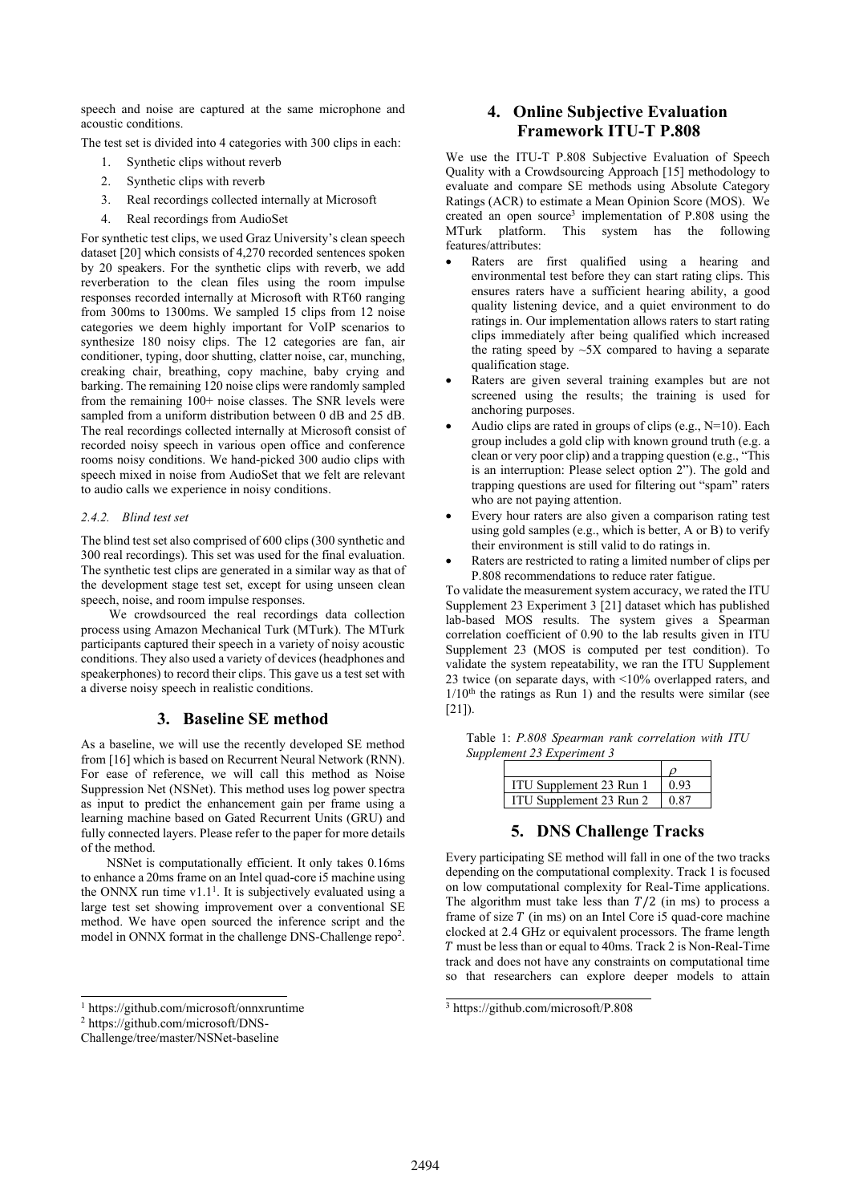speech and noise are captured at the same microphone and acoustic conditions.

The test set is divided into 4 categories with 300 clips in each:

1. Synthetic clips without reverb
2. Synthetic clips with reverb
3. Real recordings collected internally at Microsoft
4. Real recordings from AudioSet

For synthetic test clips, we used Graz University's clean speech dataset [20] which consists of 4,270 recorded sentences spoken by 20 speakers. For the synthetic clips with reverb, we add reverberation to the clean files using the room impulse responses recorded internally at Microsoft with RT60 ranging from 300ms to 1300ms. We sampled 15 clips from 12 noise categories we deem highly important for VoIP scenarios to synthesize 180 noisy clips. The 12 categories are fan, air conditioner, typing, door shutting, clatter noise, car, munching, creaking chair, breathing, copy machine, baby crying and barking. The remaining 120 noise clips were randomly sampled from the remaining 100+ noise classes. The SNR levels were sampled from a uniform distribution between 0 dB and 25 dB. The real recordings collected internally at Microsoft consist of recorded noisy speech in various open office and conference rooms noisy conditions. We hand-picked 300 audio clips with speech mixed in noise from AudioSet that we felt are relevant to audio calls we experience in noisy conditions.

#### *2.4.2. Blind test set*

The blind test set also comprised of 600 clips (300 synthetic and 300 real recordings). This set was used for the final evaluation. The synthetic test clips are generated in a similar way as that of the development stage test set, except for using unseen clean speech, noise, and room impulse responses.

We crowdsourced the real recordings data collection process using Amazon Mechanical Turk (MTurk). The MTurk participants captured their speech in a variety of noisy acoustic conditions. They also used a variety of devices (headphones and speakerphones) to record their clips. This gave us a test set with a diverse noisy speech in realistic conditions.

## 3. Baseline SE method

As a baseline, we will use the recently developed SE method from [16] which is based on Recurrent Neural Network (RNN). For ease of reference, we will call this method as Noise Suppression Net (NSNet). This method uses log power spectra as input to predict the enhancement gain per frame using a learning machine based on Gated Recurrent Units (GRU) and fully connected layers. Please refer to the paper for more details of the method.

NSNet is computationally efficient. It only takes 0.16ms to enhance a 20ms frame on an Intel quad-core i5 machine using the ONNX run time v1.1[1]. It is subjectively evaluated using a large test set showing improvement over a conventional SE method. We have open sourced the inference script and the model in ONNX format in the challenge DNS-Challenge repo[2].

[1] https://github.com/microsoft/onnxruntime

[2] https://github.com/microsoft/DNS-Challenge/tree/master/NSNet-baseline

## 4. Online Subjective Evaluation Framework ITU-T P.808

We use the ITU-T P.808 Subjective Evaluation of Speech Quality with a Crowdsourcing Approach [15] methodology to evaluate and compare SE methods using Absolute Category Ratings (ACR) to estimate a Mean Opinion Score (MOS). We created an open source[3] implementation of P.808 using the MTurk platform. This system has the following features/attributes:

- Raters are first qualified using a hearing and environmental test before they can start rating clips. This ensures raters have a sufficient hearing ability, a good quality listening device, and a quiet environment to do ratings in. Our implementation allows raters to start rating clips immediately after being qualified which increased the rating speed by ~5X compared to having a separate qualification stage.
- Raters are given several training examples but are not screened using the results; the training is used for anchoring purposes.
- Audio clips are rated in groups of clips (e.g., N=10). Each group includes a gold clip with known ground truth (e.g. a clean or very poor clip) and a trapping question (e.g., "This is an interruption: Please select option 2"). The gold and trapping questions are used for filtering out "spam" raters who are not paying attention.
- Every hour raters are also given a comparison rating test using gold samples (e.g., which is better, A or B) to verify their environment is still valid to do ratings in.
- Raters are restricted to rating a limited number of clips per P.808 recommendations to reduce rater fatigue.

To validate the measurement system accuracy, we rated the ITU Supplement 23 Experiment 3 [21] dataset which has published lab-based MOS results. The system gives a Spearman correlation coefficient of 0.90 to the lab results given in ITU Supplement 23 (MOS is computed per test condition). To validate the system repeatability, we ran the ITU Supplement 23 twice (on separate days, with <10% overlapped raters, and 1/10th the ratings as Run 1) and the results were similar (see [21]).

Table 1: *P.808 Spearman rank correlation with ITU Supplement 23 Experiment 3*

| | $\rho$ |
|---|---|
| ITU Supplement 23 Run 1 | 0.93 |
| ITU Supplement 23 Run 2 | 0.87 |

## 5. DNS Challenge Tracks

Every participating SE method will fall in one of the two tracks depending on the computational complexity. Track 1 is focused on low computational complexity for Real-Time applications. The algorithm must take less than $T/2$ (in ms) to process a frame of size $T$ (in ms) on an Intel Core i5 quad-core machine clocked at 2.4 GHz or equivalent processors. The frame length $T$ must be less than or equal to 40ms. Track 2 is Non-Real-Time track and does not have any constraints on computational time so that researchers can explore deeper models to attain

[3] https://github.com/microsoft/P.808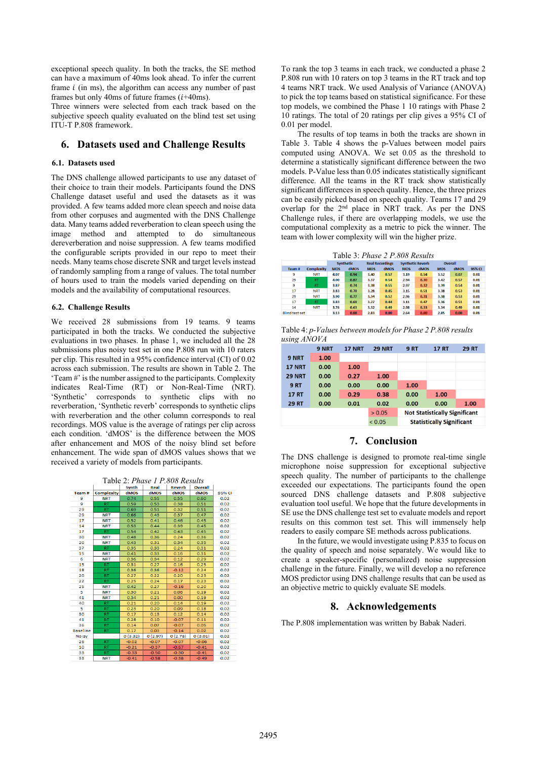exceptional speech quality. In both the tracks, the SE method can have a maximum of 40ms look ahead. To infer the current frame $i$ (in ms), the algorithm can access any number of past frames but only 40ms of future frames ($i$+40ms).

Three winners were selected from each track based on the subjective speech quality evaluated on the blind test set using ITU-T P.808 framework.

# 6. Datasets used and Challenge Results

## 6.1. Datasets used

The DNS challenge allowed participants to use any dataset of their choice to train their models. Participants found the DNS Challenge dataset useful and used the datasets as it was provided. A few teams added more clean speech and noise data from other corpuses and augmented with the DNS Challenge data. Many teams added reverberation to clean speech using the image method and attempted to do simultaneous dereverberation and noise suppression. A few teams modified the configurable scripts provided in our repo to meet their needs. Many teams chose discrete SNR and target levels instead of randomly sampling from a range of values. The total number of hours used to train the models varied depending on their models and the availability of computational resources.

## 6.2. Challenge Results

We received 28 submissions from 19 teams. 9 teams participated in both the tracks. We conducted the subjective evaluations in two phases. In phase 1, we included all the 28 submissions plus noisy test set in one P.808 run with 10 raters per clip. This resulted in a 95% confidence interval (CI) of 0.02 across each submission. The results are shown in Table 2. The 'Team #' is the number assigned to the participants. Complexity indicates Real-Time (RT) or Non-Real-Time (NRT). 'Synthetic' corresponds to synthetic clips with no reverberation, 'Synthetic reverb' corresponds to synthetic clips with reverberation and the other column corresponds to real recordings. MOS value is the average of ratings per clip across each condition. 'dMOS' is the difference between the MOS after enhancement and MOS of the noisy blind set before enhancement. The wide span of dMOS values shows that we received a variety of models from participants.

Table 2: *Phase 1 P.808 Results*

| | | Synth | Real | Reverb | Overall | |
|---|---|---|---|---|---|---|
| Team # | Complexity | dMOS | dMOS | dMOS | dMOS | 95% CI |
| 9 | NRT | 0.74 | 0.55 | 0.55 | 0.60 | 0.02 |
| 9 | RT | 0.59 | 0.53 | 0.38 | 0.51 | 0.02 |
| 29 | RT | 0.69 | 0.51 | 0.32 | 0.51 | 0.02 |
| 29 | NRT | 0.66 | 0.43 | 0.37 | 0.47 | 0.02 |
| 17 | NRT | 0.52 | 0.41 | 0.46 | 0.45 | 0.02 |
| 14 | NRT | 0.53 | 0.44 | 0.39 | 0.45 | 0.02 |
| 17 | RT | 0.54 | 0.42 | 0.43 | 0.45 | 0.02 |
| 30 | NRT | 0.48 | 0.36 | 0.24 | 0.36 | 0.02 |
| 20 | NRT | 0.43 | 0.31 | 0.34 | 0.35 | 0.02 |
| 37 | RT | 0.35 | 0.33 | 0.24 | 0.31 | 0.02 |
| 15 | NRT | 0.41 | 0.33 | 0.16 | 0.31 | 0.02 |
| 6 | NRT | 0.36 | 0.34 | 0.12 | 0.29 | 0.02 |
| 15 | RT | 0.31 | 0.27 | 0.16 | 0.25 | 0.02 |
| 18 | RT | 0.36 | 0.36 | -0.12 | 0.24 | 0.02 |
| 20 | RT | 0.27 | 0.22 | 0.20 | 0.23 | 0.02 |
| 22 | RT | 0.25 | 0.24 | 0.17 | 0.23 | 0.02 |
| 25 | NRT | 0.42 | 0.27 | -0.16 | 0.20 | 0.02 |
| 5 | NRT | 0.30 | 0.21 | 0.06 | 0.19 | 0.02 |
| 41 | NRT | 0.34 | 0.21 | 0.00 | 0.19 | 0.02 |
| 40 | RT | 0.21 | 0.20 | 0.14 | 0.19 | 0.02 |
| 5 | RT | 0.23 | 0.20 | 0.09 | 0.18 | 0.02 |
| 30 | RT | 0.17 | 0.13 | 0.12 | 0.14 | 0.02 |
| 41 | RT | 0.28 | 0.10 | -0.07 | 0.11 | 0.02 |
| 36 | RT | 0.14 | 0.07 | -0.07 | 0.05 | 0.02 |
| Baseline | RT | 0.17 | 0.03 | -0.14 | 0.02 | 0.02 |
| Noisy | | 0 (3.32) | 0 (2.97) | 0 (2.78) | 0 (3.01) | 0.02 |
| 26 | RT | -0.02 | -0.07 | -0.07 | -0.06 | 0.02 |
| 10 | RT | -0.21 | -0.37 | -0.67 | -0.41 | 0.02 |
| 33 | RT | -0.33 | -0.50 | -0.30 | -0.41 | 0.02 |
| 33 | NRT | -0.41 | -0.58 | -0.38 | -0.49 | 0.02 |

To rank the top 3 teams in each track, we conducted a phase 2 P.808 run with 10 raters on top 3 teams in the RT track and top 4 teams NRT track. We used Analysis of Variance (ANOVA) to pick the top teams based on statistical significance. For these top models, we combined the Phase 1 10 ratings with Phase 2 10 ratings. The total of 20 ratings per clip gives a 95% CI of 0.01 per model.

The results of top teams in both the tracks are shown in Table 3. Table 4 shows the p-Values between model pairs computed using ANOVA. We set 0.05 as the threshold to determine a statistically significant difference between the two models. P-Value less than 0.05 indicates statistically significant difference. All the teams in the RT track show statistically significant differences in speech quality. Hence, the three prizes can be easily picked based on speech quality. Teams 17 and 29 overlap for the 2nd place in NRT track. As per the DNS Challenge rules, if there are overlapping models, we use the computational complexity as a metric to pick the winner. The team with lower complexity will win the higher prize.

Table 3: *Phase 2 P.808 Results*

| | | Synthetic | | Real Recordings | | Synthetic Reverb | | Overall | | |
|---|---|---|---|---|---|---|---|---|---|---|
| Team # | Complexity | MOS | dMOS | MOS | dMOS | MOS | dMOS | MOS | dMOS | 95% CI |
| 9 | NRT | 4.07 | 0.94 | 3.40 | 0.57 | 3.19 | 0.54 | 3.52 | 0.67 | 0.01 |
| 29 | RT | 4.00 | 0.87 | 3.37 | 0.54 | 2.94 | 0.30 | 3.42 | 0.57 | 0.01 |
| 9 | RT | 3.87 | 0.74 | 3.38 | 0.55 | 2.97 | 0.32 | 3.39 | 0.54 | 0.01 |
| 17 | NRT | 3.83 | 0.70 | 3.28 | 0.45 | 3.15 | 0.51 | 3.38 | 0.53 | 0.01 |
| 29 | NRT | 3.90 | 0.77 | 3.34 | 0.52 | 2.96 | 0.31 | 3.38 | 0.53 | 0.01 |
| 17 | RT | 3.83 | 0.69 | 3.27 | 0.44 | 3.11 | 0.47 | 3.36 | 0.51 | 0.01 |
| 14 | NRT | 3.76 | 0.63 | 3.32 | 0.40 | 2.98 | 0.33 | 3.34 | 0.49 | 0.01 |
| Blind test set | | 3.13 | 0.00 | 2.83 | 0.00 | 2.64 | 0.00 | 2.85 | 0.00 | 0.01 |

Table 4: *p-Values between models for Phase 2 P.808 results using ANOVA*

| | 9 NRT | 17 NRT | 29 NRT | 9 RT | 17 RT | 29 RT |
|---|---|---|---|---|---|---|
| 9 NRT | 1.00 | | | | | |
| 17 NRT | 0.00 | 1.00 | | | | |
| 29 NRT | 0.00 | 0.27 | 1.00 | | | |
| 9 RT | 0.00 | 0.00 | 0.00 | 1.00 | | |
| 17 RT | 0.00 | 0.29 | 0.38 | 0.00 | 1.00 | |
| 29 RT | 0.00 | 0.01 | 0.02 | 0.00 | 0.00 | 1.00 |
| | | | > 0.05 | Not Statistically Significant | | |
| | | | < 0.05 | Statistically Significant | | |

# 7. Conclusion

The DNS challenge is designed to promote real-time single microphone noise suppression for exceptional subjective speech quality. The number of participants to the challenge exceeded our expectations. The participants found the open sourced DNS challenge datasets and P.808 subjective evaluation tool useful. We hope that the future developments in SE use the DNS challenge test set to evaluate models and report results on this common test set. This will immensely help readers to easily compare SE methods across publications.

In the future, we would investigate using P.835 to focus on the quality of speech and noise separately. We would like to create a speaker-specific (personalized) noise suppression challenge in the future. Finally, we will develop a no reference MOS predictor using DNS challenge results that can be used as an objective metric to quickly evaluate SE models.

# 8. Acknowledgements

The P.808 implementation was written by Babak Naderi.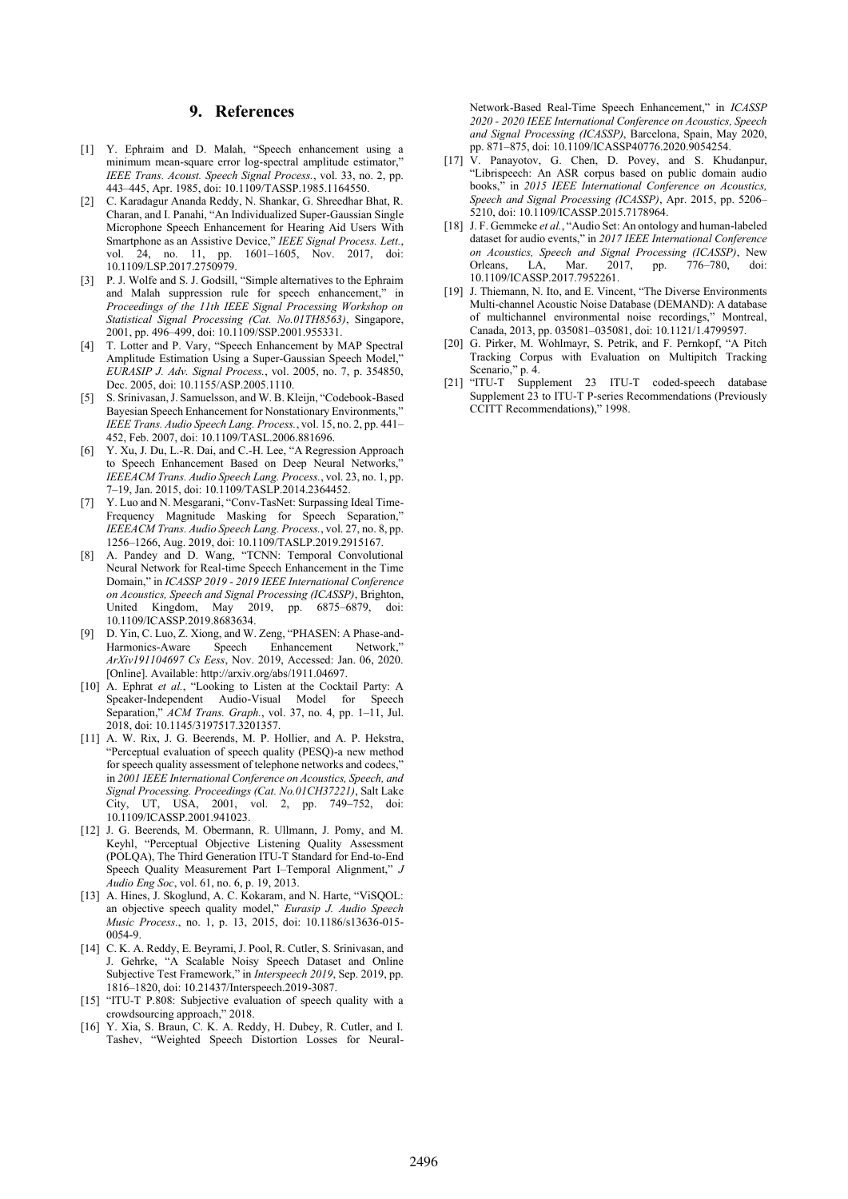## 9. References

[1] Y. Ephraim and D. Malah, "Speech enhancement using a minimum mean-square error log-spectral amplitude estimator," *IEEE Trans. Acoust. Speech Signal Process.*, vol. 33, no. 2, pp. 443–445, Apr. 1985, doi: 10.1109/TASSP.1985.1164550.

[2] C. Karadagur Ananda Reddy, N. Shankar, G. Shreedhar Bhat, R. Charan, and I. Panahi, "An Individualized Super-Gaussian Single Microphone Speech Enhancement for Hearing Aid Users With Smartphone as an Assistive Device," *IEEE Signal Process. Lett.*, vol. 24, no. 11, pp. 1601–1605, Nov. 2017, doi: 10.1109/LSP.2017.2750979.

[3] P. J. Wolfe and S. J. Godsill, "Simple alternatives to the Ephraim and Malah suppression rule for speech enhancement," in *Proceedings of the 11th IEEE Signal Processing Workshop on Statistical Signal Processing (Cat. No.01TH8563)*, Singapore, 2001, pp. 496–499, doi: 10.1109/SSP.2001.955331.

[4] T. Lotter and P. Vary, "Speech Enhancement by MAP Spectral Amplitude Estimation Using a Super-Gaussian Speech Model," *EURASIP J. Adv. Signal Process.*, vol. 2005, no. 7, p. 354850, Dec. 2005, doi: 10.1155/ASP.2005.1110.

[5] S. Srinivasan, J. Samuelsson, and W. B. Kleijn, "Codebook-Based Bayesian Speech Enhancement for Nonstationary Environments," *IEEE Trans. Audio Speech Lang. Process.*, vol. 15, no. 2, pp. 441–452, Feb. 2007, doi: 10.1109/TASL.2006.881696.

[6] Y. Xu, J. Du, L.-R. Dai, and C.-H. Lee, "A Regression Approach to Speech Enhancement Based on Deep Neural Networks," *IEEEACM Trans. Audio Speech Lang. Process.*, vol. 23, no. 1, pp. 7–19, Jan. 2015, doi: 10.1109/TASLP.2014.2364452.

[7] Y. Luo and N. Mesgarani, "Conv-TasNet: Surpassing Ideal Time-Frequency Magnitude Masking for Speech Separation," *IEEEACM Trans. Audio Speech Lang. Process.*, vol. 27, no. 8, pp. 1256–1266, Aug. 2019, doi: 10.1109/TASLP.2019.2915167.

[8] A. Pandey and D. Wang, "TCNN: Temporal Convolutional Neural Network for Real-time Speech Enhancement in the Time Domain," in *ICASSP 2019 - 2019 IEEE International Conference on Acoustics, Speech and Signal Processing (ICASSP)*, Brighton, United Kingdom, May 2019, pp. 6875–6879, doi: 10.1109/ICASSP.2019.8683634.

[9] D. Yin, C. Luo, Z. Xiong, and W. Zeng, "PHASEN: A Phase-and-Harmonics-Aware Speech Enhancement Network," *ArXiv191104697 Cs Eess*, Nov. 2019, Accessed: Jan. 06, 2020. [Online]. Available: http://arxiv.org/abs/1911.04697.

[10] A. Ephrat *et al.*, "Looking to Listen at the Cocktail Party: A Speaker-Independent Audio-Visual Model for Speech Separation," *ACM Trans. Graph.*, vol. 37, no. 4, pp. 1–11, Jul. 2018, doi: 10.1145/3197517.3201357.

[11] A. W. Rix, J. G. Beerends, M. P. Hollier, and A. P. Hekstra, "Perceptual evaluation of speech quality (PESQ)-a new method for speech quality assessment of telephone networks and codecs," in *2001 IEEE International Conference on Acoustics, Speech, and Signal Processing. Proceedings (Cat. No.01CH37221)*, Salt Lake City, UT, USA, 2001, vol. 2, pp. 749–752, doi: 10.1109/ICASSP.2001.941023.

[12] J. G. Beerends, M. Obermann, R. Ullmann, J. Pomy, and M. Keyhl, "Perceptual Objective Listening Quality Assessment (POLQA), The Third Generation ITU-T Standard for End-to-End Speech Quality Measurement Part I–Temporal Alignment," *J Audio Eng Soc*, vol. 61, no. 6, p. 19, 2013.

[13] A. Hines, J. Skoglund, A. C. Kokaram, and N. Harte, "ViSQOL: an objective speech quality model," *Eurasip J. Audio Speech Music Process.*, no. 1, p. 13, 2015, doi: 10.1186/s13636-015-0054-9.

[14] C. K. A. Reddy, E. Beyrami, J. Pool, R. Cutler, S. Srinivasan, and J. Gehrke, "A Scalable Noisy Speech Dataset and Online Subjective Test Framework," in *Interspeech 2019*, Sep. 2019, pp. 1816–1820, doi: 10.21437/Interspeech.2019-3087.

[15] "ITU-T P.808: Subjective evaluation of speech quality with a crowdsourcing approach," 2018.

[16] Y. Xia, S. Braun, C. K. A. Reddy, H. Dubey, R. Cutler, and I. Tashev, "Weighted Speech Distortion Losses for Neural-Network-Based Real-Time Speech Enhancement," in *ICASSP 2020 - 2020 IEEE International Conference on Acoustics, Speech and Signal Processing (ICASSP)*, Barcelona, Spain, May 2020, pp. 871–875, doi: 10.1109/ICASSP40776.2020.9054254.

[17] V. Panayotov, G. Chen, D. Povey, and S. Khudanpur, "Librispeech: An ASR corpus based on public domain audio books," in *2015 IEEE International Conference on Acoustics, Speech and Signal Processing (ICASSP)*, Apr. 2015, pp. 5206–5210, doi: 10.1109/ICASSP.2015.7178964.

[18] J. F. Gemmeke *et al.*, "Audio Set: An ontology and human-labeled dataset for audio events," in *2017 IEEE International Conference on Acoustics, Speech and Signal Processing (ICASSP)*, New Orleans, LA, Mar. 2017, pp. 776–780, doi: 10.1109/ICASSP.2017.7952261.

[19] J. Thiemann, N. Ito, and E. Vincent, "The Diverse Environments Multi-channel Acoustic Noise Database (DEMAND): A database of multichannel environmental noise recordings," Montreal, Canada, 2013, pp. 035081–035081, doi: 10.1121/1.4799597.

[20] G. Pirker, M. Wohlmayr, S. Petrik, and F. Pernkopf, "A Pitch Tracking Corpus with Evaluation on Multipitch Tracking Scenario," p. 4.

[21] "ITU-T Supplement 23 ITU-T coded-speech database Supplement 23 to ITU-T P-series Recommendations (Previously CCITT Recommendations)," 1998.